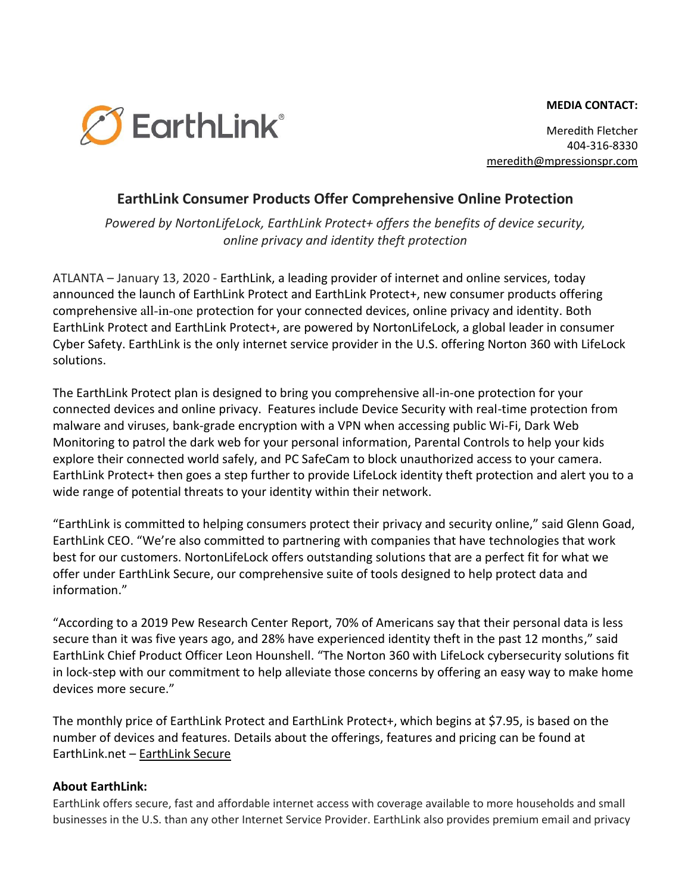EarthLink®

**MEDIA CONTACT:**

Meredith Fletcher
404-316-8330
meredith@mpressionspr.com

## EarthLink Consumer Products Offer Comprehensive Online Protection

*Powered by NortonLifeLock, EarthLink Protect+ offers the benefits of device security, online privacy and identity theft protection*

ATLANTA – January 13, 2020 - EarthLink, a leading provider of internet and online services, today announced the launch of EarthLink Protect and EarthLink Protect+, new consumer products offering comprehensive all-in-one protection for your connected devices, online privacy and identity. Both EarthLink Protect and EarthLink Protect+, are powered by NortonLifeLock, a global leader in consumer Cyber Safety. EarthLink is the only internet service provider in the U.S. offering Norton 360 with LifeLock solutions.

The EarthLink Protect plan is designed to bring you comprehensive all-in-one protection for your connected devices and online privacy. Features include Device Security with real-time protection from malware and viruses, bank-grade encryption with a VPN when accessing public Wi-Fi, Dark Web Monitoring to patrol the dark web for your personal information, Parental Controls to help your kids explore their connected world safely, and PC SafeCam to block unauthorized access to your camera. EarthLink Protect+ then goes a step further to provide LifeLock identity theft protection and alert you to a wide range of potential threats to your identity within their network.

"EarthLink is committed to helping consumers protect their privacy and security online," said Glenn Goad, EarthLink CEO. "We're also committed to partnering with companies that have technologies that work best for our customers. NortonLifeLock offers outstanding solutions that are a perfect fit for what we offer under EarthLink Secure, our comprehensive suite of tools designed to help protect data and information."

"According to a 2019 Pew Research Center Report, 70% of Americans say that their personal data is less secure than it was five years ago, and 28% have experienced identity theft in the past 12 months," said EarthLink Chief Product Officer Leon Hounshell. "The Norton 360 with LifeLock cybersecurity solutions fit in lock-step with our commitment to help alleviate those concerns by offering an easy way to make home devices more secure."

The monthly price of EarthLink Protect and EarthLink Protect+, which begins at $7.95, is based on the number of devices and features. Details about the offerings, features and pricing can be found at EarthLink.net – EarthLink Secure

**About EarthLink:**

EarthLink offers secure, fast and affordable internet access with coverage available to more households and small businesses in the U.S. than any other Internet Service Provider. EarthLink also provides premium email and privacy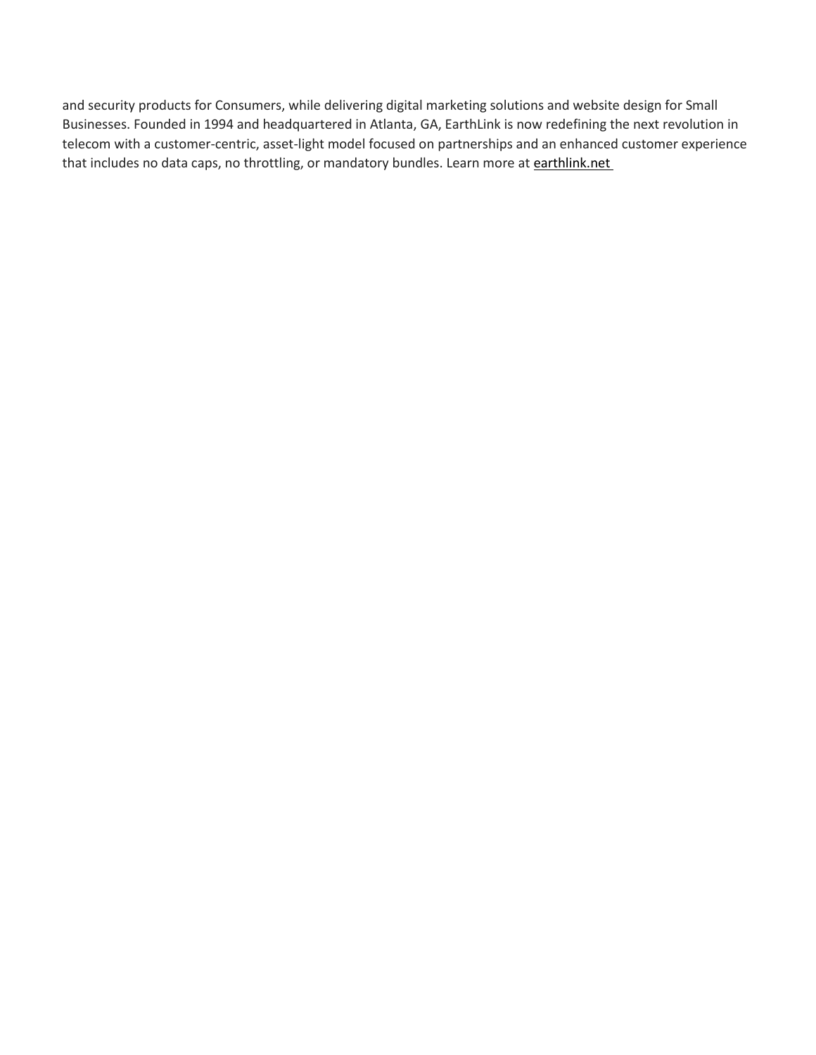and security products for Consumers, while delivering digital marketing solutions and website design for Small Businesses. Founded in 1994 and headquartered in Atlanta, GA, EarthLink is now redefining the next revolution in telecom with a customer-centric, asset-light model focused on partnerships and an enhanced customer experience that includes no data caps, no throttling, or mandatory bundles. Learn more at earthlink.net